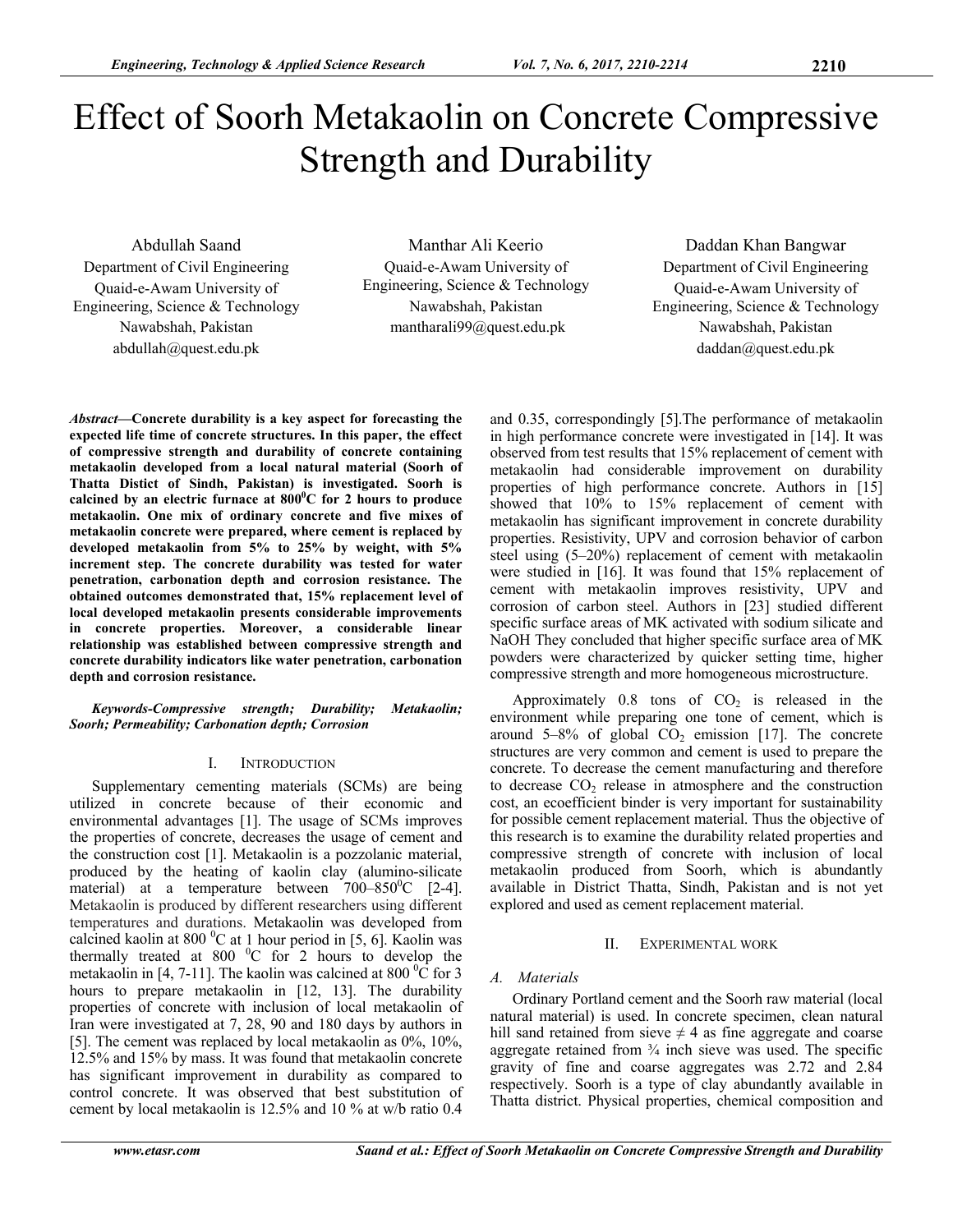# Effect of Soorh Metakaolin on Concrete Compressive Strength and Durability

Abdullah Saand
Department of Civil Engineering
Quaid-e-Awam University of Engineering, Science & Technology
Nawabshah, Pakistan
abdullah@quest.edu.pk

Manthar Ali Keerio
Quaid-e-Awam University of Engineering, Science & Technology
Nawabshah, Pakistan
mantharali99@quest.edu.pk

Daddan Khan Bangwar
Department of Civil Engineering
Quaid-e-Awam University of Engineering, Science & Technology
Nawabshah, Pakistan
daddan@quest.edu.pk

***Abstract*—Concrete durability is a key aspect for forecasting the expected life time of concrete structures. In this paper, the effect of compressive strength and durability of concrete containing metakaolin developed from a local natural material (Soorh of Thatta Distict of Sindh, Pakistan) is investigated. Soorh is calcined by an electric furnace at $800^0$C for 2 hours to produce metakaolin. One mix of ordinary concrete and five mixes of metakaolin concrete were prepared, where cement is replaced by developed metakaolin from 5% to 25% by weight, with 5% increment step. The concrete durability was tested for water penetration, carbonation depth and corrosion resistance. The obtained outcomes demonstrated that, 15% replacement level of local developed metakaolin presents considerable improvements in concrete properties. Moreover, a considerable linear relationship was established between compressive strength and concrete durability indicators like water penetration, carbonation depth and corrosion resistance.**

***Keywords-Compressive strength; Durability; Metakaolin; Soorh; Permeability; Carbonation depth; Corrosion***

## I. Introduction

Supplementary cementing materials (SCMs) are being utilized in concrete because of their economic and environmental advantages [1]. The usage of SCMs improves the properties of concrete, decreases the usage of cement and the construction cost [1]. Metakaolin is a pozzolanic material, produced by the heating of kaolin clay (alumino-silicate material) at a temperature between $700–850^0$C [2-4]. Metakaolin is produced by different researchers using different temperatures and durations. Metakaolin was developed from calcined kaolin at 800 $^0$C at 1 hour period in [5, 6]. Kaolin was thermally treated at 800 $^0$C for 2 hours to develop the metakaolin in [4, 7-11]. The kaolin was calcined at 800 $^0$C for 3 hours to prepare metakaolin in [12, 13]. The durability properties of concrete with inclusion of local metakaolin of Iran were investigated at 7, 28, 90 and 180 days by authors in [5]. The cement was replaced by local metakaolin as 0%, 10%, 12.5% and 15% by mass. It was found that metakaolin concrete has significant improvement in durability as compared to control concrete. It was observed that best substitution of cement by local metakaolin is 12.5% and 10 % at w/b ratio 0.4 and 0.35, correspondingly [5].The performance of metakaolin in high performance concrete were investigated in [14]. It was observed from test results that 15% replacement of cement with metakaolin had considerable improvement on durability properties of high performance concrete. Authors in [15] showed that 10% to 15% replacement of cement with metakaolin has significant improvement in concrete durability properties. Resistivity, UPV and corrosion behavior of carbon steel using (5–20%) replacement of cement with metakaolin were studied in [16]. It was found that 15% replacement of cement with metakaolin improves resistivity, UPV and corrosion of carbon steel. Authors in [23] studied different specific surface areas of MK activated with sodium silicate and NaOH They concluded that higher specific surface area of MK powders were characterized by quicker setting time, higher compressive strength and more homogeneous microstructure.

Approximately 0.8 tons of $CO_2$ is released in the environment while preparing one tone of cement, which is around 5–8% of global $CO_2$ emission [17]. The concrete structures are very common and cement is used to prepare the concrete. To decrease the cement manufacturing and therefore to decrease $CO_2$ release in atmosphere and the construction cost, an ecoefficient binder is very important for sustainability for possible cement replacement material. Thus the objective of this research is to examine the durability related properties and compressive strength of concrete with inclusion of local metakaolin produced from Soorh, which is abundantly available in District Thatta, Sindh, Pakistan and is not yet explored and used as cement replacement material.

## II. Experimental work

### *A. Materials*

Ordinary Portland cement and the Soorh raw material (local natural material) is used. In concrete specimen, clean natural hill sand retained from sieve ≠ 4 as fine aggregate and coarse aggregate retained from ¾ inch sieve was used. The specific gravity of fine and coarse aggregates was 2.72 and 2.84 respectively. Soorh is a type of clay abundantly available in Thatta district. Physical properties, chemical composition and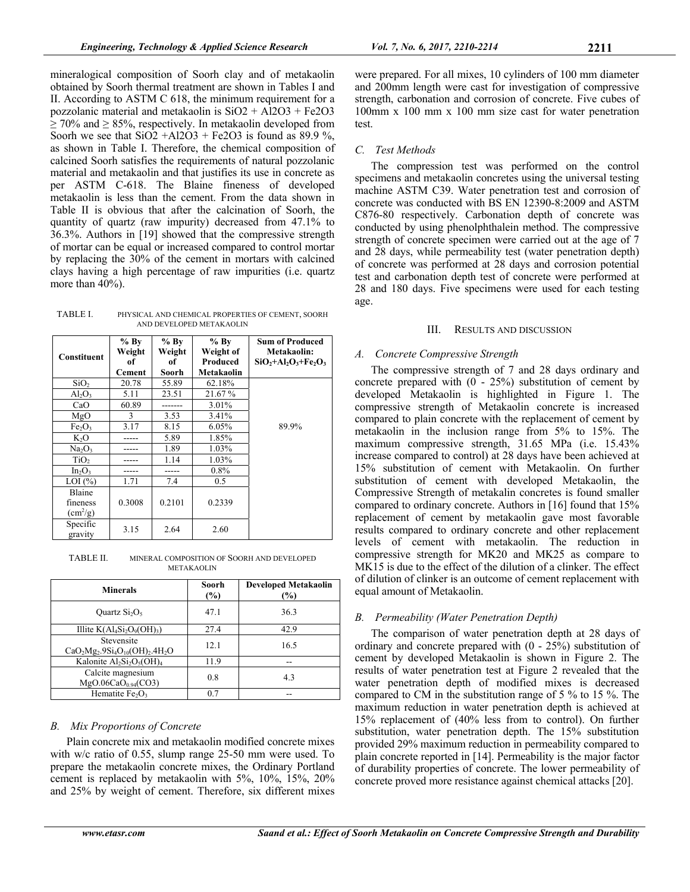mineralogical composition of Soorh clay and of metakaolin obtained by Soorh thermal treatment are shown in Tables I and II. According to ASTM C 618, the minimum requirement for a pozzolanic material and metakaolin is $SiO2 + Al2O3 + Fe2O3 \geq 70\%$ and $\geq 85\%$, respectively. In metakaolin developed from Soorh we see that $SiO2 + Al2O3 + Fe2O3$ is found as 89.9 %, as shown in Table I. Therefore, the chemical composition of calcined Soorh satisfies the requirements of natural pozzolanic material and metakaolin and that justifies its use in concrete as per ASTM C-618. The Blaine fineness of developed metakaolin is less than the cement. From the data shown in Table II is obvious that after the calcination of Soorh, the quantity of quartz (raw impurity) decreased from 47.1% to 36.3%. Authors in [19] showed that the compressive strength of mortar can be equal or increased compared to control mortar by replacing the 30% of the cement in mortars with calcined clays having a high percentage of raw impurities (i.e. quartz more than 40%).

TABLE I. PHYSICAL AND CHEMICAL PROPERTIES OF CEMENT, SOORH AND DEVELOPED METAKAOLIN

| Constituent | % By Weight of Cement | % By Weight of Soorh | % By Weight of Produced Metakaolin | Sum of Produced Metakaolin: $SiO_2+Al_2O_3+Fe_2O_3$ |
|---|---|---|---|---|
| $SiO_2$ | 20.78 | 55.89 | 62.18% | 89.9% |
| $Al_2O_3$ | 5.11 | 23.51 | 21.67 % | |
| CaO | 60.89 | ------- | 3.01% | |
| MgO | 3 | 3.53 | 3.41% | |
| $Fe_2O_3$ | 3.17 | 8.15 | 6.05% | |
| $K_2O$ | ----- | 5.89 | 1.85% | |
| $Na_2O_3$ | ----- | 1.89 | 1.03% | |
| $TiO_2$ | ----- | 1.14 | 1.03% | |
| $In_2O_3$ | ----- | ----- | 0.8% | |
| LOI (%) | 1.71 | 7.4 | 0.5 | |
| Blaine fineness ($cm^2/g$) | 0.3008 | 0.2101 | 0.2339 | |
| Specific gravity | 3.15 | 2.64 | 2.60 | |

TABLE II. MINERAL COMPOSITION OF SOORH AND DEVELOPED METAKAOLIN

| Minerals | Soorh (%) | Developed Metakaolin (%) |
|---|---|---|
| Quartz $Si_2O_5$ | 47.1 | 36.3 |
| Illite $K(Al_4Si_2O_9(OH)_3)$ | 27.4 | 42.9 |
| Stevensite $CaO_2Mg_2.9Si_4O_{10}(OH)_2.4H_2O$ | 12.1 | 16.5 |
| Kalonite $Al_2Si_2O_5(OH)_4$ | 11.9 | -- |
| Calcite magnesium $MgO.06CaO_{0.94}(CO3)$ | 0.8 | 4.3 |
| Hematite $Fe_2O_3$ | 0.7 | -- |

### B. Mix Proportions of Concrete

Plain concrete mix and metakaolin modified concrete mixes with w/c ratio of 0.55, slump range 25-50 mm were used. To prepare the metakaolin concrete mixes, the Ordinary Portland cement is replaced by metakaolin with 5%, 10%, 15%, 20% and 25% by weight of cement. Therefore, six different mixes were prepared. For all mixes, 10 cylinders of 100 mm diameter and 200mm length were cast for investigation of compressive strength, carbonation and corrosion of concrete. Five cubes of 100mm x 100 mm x 100 mm size cast for water penetration test.

### C. Test Methods

The compression test was performed on the control specimens and metakaolin concretes using the universal testing machine ASTM C39. Water penetration test and corrosion of concrete was conducted with BS EN 12390-8:2009 and ASTM C876-80 respectively. Carbonation depth of concrete was conducted by using phenolphthalein method. The compressive strength of concrete specimen were carried out at the age of 7 and 28 days, while permeability test (water penetration depth) of concrete was performed at 28 days and corrosion potential test and carbonation depth test of concrete were performed at 28 and 180 days. Five specimens were used for each testing age.

## III. RESULTS AND DISCUSSION

### A. Concrete Compressive Strength

The compressive strength of 7 and 28 days ordinary and concrete prepared with (0 - 25%) substitution of cement by developed Metakaolin is highlighted in Figure 1. The compressive strength of Metakaolin concrete is increased compared to plain concrete with the replacement of cement by metakaolin in the inclusion range from 5% to 15%. The maximum compressive strength, 31.65 MPa (i.e. 15.43% increase compared to control) at 28 days have been achieved at 15% substitution of cement with Metakaolin. On further substitution of cement with developed Metakaolin, the Compressive Strength of metakalin concretes is found smaller compared to ordinary concrete. Authors in [16] found that 15% replacement of cement by metakaolin gave most favorable results compared to ordinary concrete and other replacement levels of cement with metakaolin. The reduction in compressive strength for MK20 and MK25 as compare to MK15 is due to the effect of the dilution of a clinker. The effect of dilution of clinker is an outcome of cement replacement with equal amount of Metakaolin.

### B. Permeability (Water Penetration Depth)

The comparison of water penetration depth at 28 days of ordinary and concrete prepared with (0 - 25%) substitution of cement by developed Metakaolin is shown in Figure 2. The results of water penetration test at Figure 2 revealed that the water penetration depth of modified mixes is decreased compared to CM in the substitution range of 5 % to 15 %. The maximum reduction in water penetration depth is achieved at 15% replacement of (40% less from to control). On further substitution, water penetration depth. The 15% substitution provided 29% maximum reduction in permeability compared to plain concrete reported in [14]. Permeability is the major factor of durability properties of concrete. The lower permeability of concrete proved more resistance against chemical attacks [20].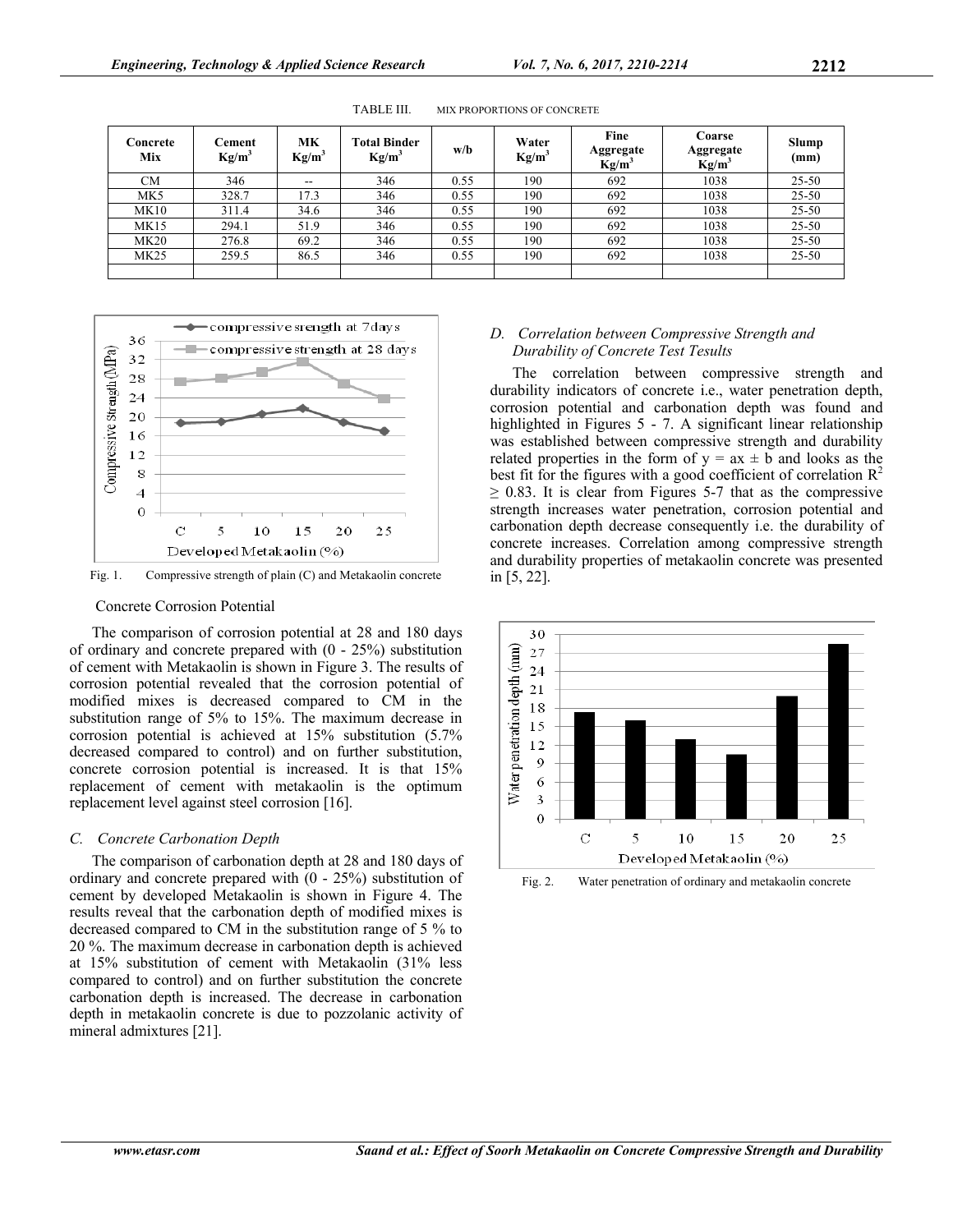TABLE III. MIX PROPORTIONS OF CONCRETE

| Concrete Mix | Cement Kg/m$^3$ | MK Kg/m$^3$ | Total Binder Kg/m$^3$ | w/b | Water Kg/m$^3$ | Fine Aggregate Kg/m$^3$ | Coarse Aggregate Kg/m$^3$ | Slump (mm) |
|---|---|---|---|---|---|---|---|---|
| CM | 346 | -- | 346 | 0.55 | 190 | 692 | 1038 | 25-50 |
| MK5 | 328.7 | 17.3 | 346 | 0.55 | 190 | 692 | 1038 | 25-50 |
| MK10 | 311.4 | 34.6 | 346 | 0.55 | 190 | 692 | 1038 | 25-50 |
| MK15 | 294.1 | 51.9 | 346 | 0.55 | 190 | 692 | 1038 | 25-50 |
| MK20 | 276.8 | 69.2 | 346 | 0.55 | 190 | 692 | 1038 | 25-50 |
| MK25 | 259.5 | 86.5 | 346 | 0.55 | 190 | 692 | 1038 | 25-50 |
| | | | | | | | | |

Fig. 1. Compressive strength of plain (C) and Metakaolin concrete

Concrete Corrosion Potential

The comparison of corrosion potential at 28 and 180 days of ordinary and concrete prepared with (0 - 25%) substitution of cement with Metakaolin is shown in Figure 3. The results of corrosion potential revealed that the corrosion potential of modified mixes is decreased compared to CM in the substitution range of 5% to 15%. The maximum decrease in corrosion potential is achieved at 15% substitution (5.7% decreased compared to control) and on further substitution, concrete corrosion potential is increased. It is that 15% replacement of cement with metakaolin is the optimum replacement level against steel corrosion [16].

### *C. Concrete Carbonation Depth*

The comparison of carbonation depth at 28 and 180 days of ordinary and concrete prepared with (0 - 25%) substitution of cement by developed Metakaolin is shown in Figure 4. The results reveal that the carbonation depth of modified mixes is decreased compared to CM in the substitution range of 5 % to 20 %. The maximum decrease in carbonation depth is achieved at 15% substitution of cement with Metakaolin (31% less compared to control) and on further substitution the concrete carbonation depth is increased. The decrease in carbonation depth in metakaolin concrete is due to pozzolanic activity of mineral admixtures [21].

### *D. Correlation between Compressive Strength and Durability of Concrete Test Tesults*

The correlation between compressive strength and durability indicators of concrete i.e., water penetration depth, corrosion potential and carbonation depth was found and highlighted in Figures 5 - 7. A significant linear relationship was established between compressive strength and durability related properties in the form of $y = ax \pm b$ and looks as the best fit for the figures with a good coefficient of correlation $R^2 \geq 0.83$. It is clear from Figures 5-7 that as the compressive strength increases water penetration, corrosion potential and carbonation depth decrease consequently i.e. the durability of concrete increases. Correlation among compressive strength and durability properties of metakaolin concrete was presented in [5, 22].

Fig. 2. Water penetration of ordinary and metakaolin concrete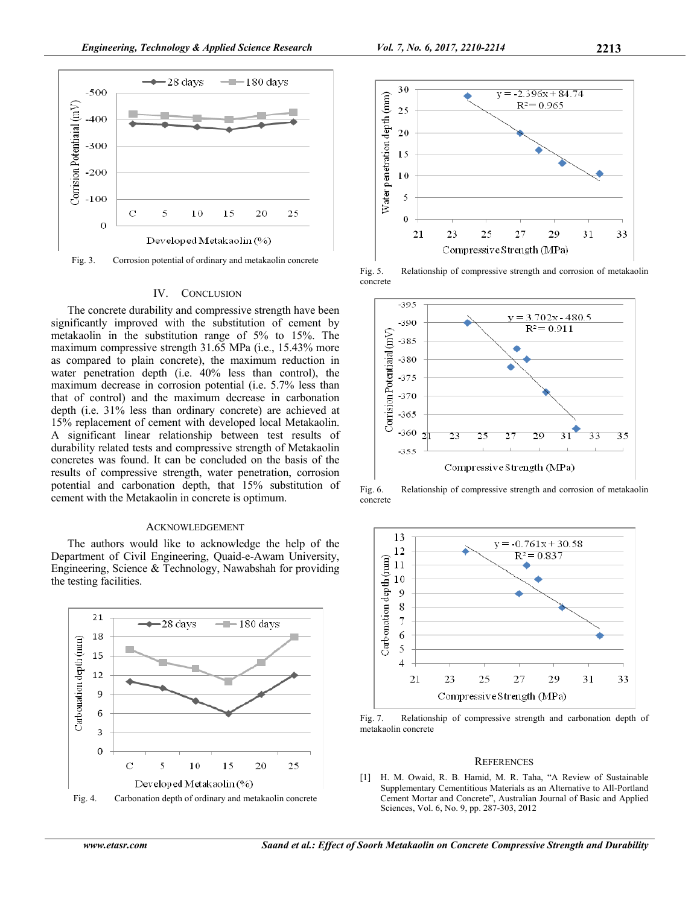Fig. 3. Corrosion potential of ordinary and metakaolin concrete

## IV. CONCLUSION

The concrete durability and compressive strength have been significantly improved with the substitution of cement by metakaolin in the substitution range of 5% to 15%. The maximum compressive strength 31.65 MPa (i.e., 15.43% more as compared to plain concrete), the maximum reduction in water penetration depth (i.e. 40% less than control), the maximum decrease in corrosion potential (i.e. 5.7% less than that of control) and the maximum decrease in carbonation depth (i.e. 31% less than ordinary concrete) are achieved at 15% replacement of cement with developed local Metakaolin. A significant linear relationship between test results of durability related tests and compressive strength of Metakaolin concretes was found. It can be concluded on the basis of the results of compressive strength, water penetration, corrosion potential and carbonation depth, that 15% substitution of cement with the Metakaolin in concrete is optimum.

## ACKNOWLEDGEMENT

The authors would like to acknowledge the help of the Department of Civil Engineering, Quaid-e-Awam University, Engineering, Science & Technology, Nawabshah for providing the testing facilities.

Fig. 4. Carbonation depth of ordinary and metakaolin concrete

Fig. 5. Relationship of compressive strength and corrosion of metakaolin concrete

Fig. 6. Relationship of compressive strength and corrosion of metakaolin concrete

Fig. 7. Relationship of compressive strength and carbonation depth of metakaolin concrete

## REFERENCES

[1] H. M. Owaid, R. B. Hamid, M. R. Taha, "A Review of Sustainable Supplementary Cementitious Materials as an Alternative to All-Portland Cement Mortar and Concrete", Australian Journal of Basic and Applied Sciences, Vol. 6, No. 9, pp. 287-303, 2012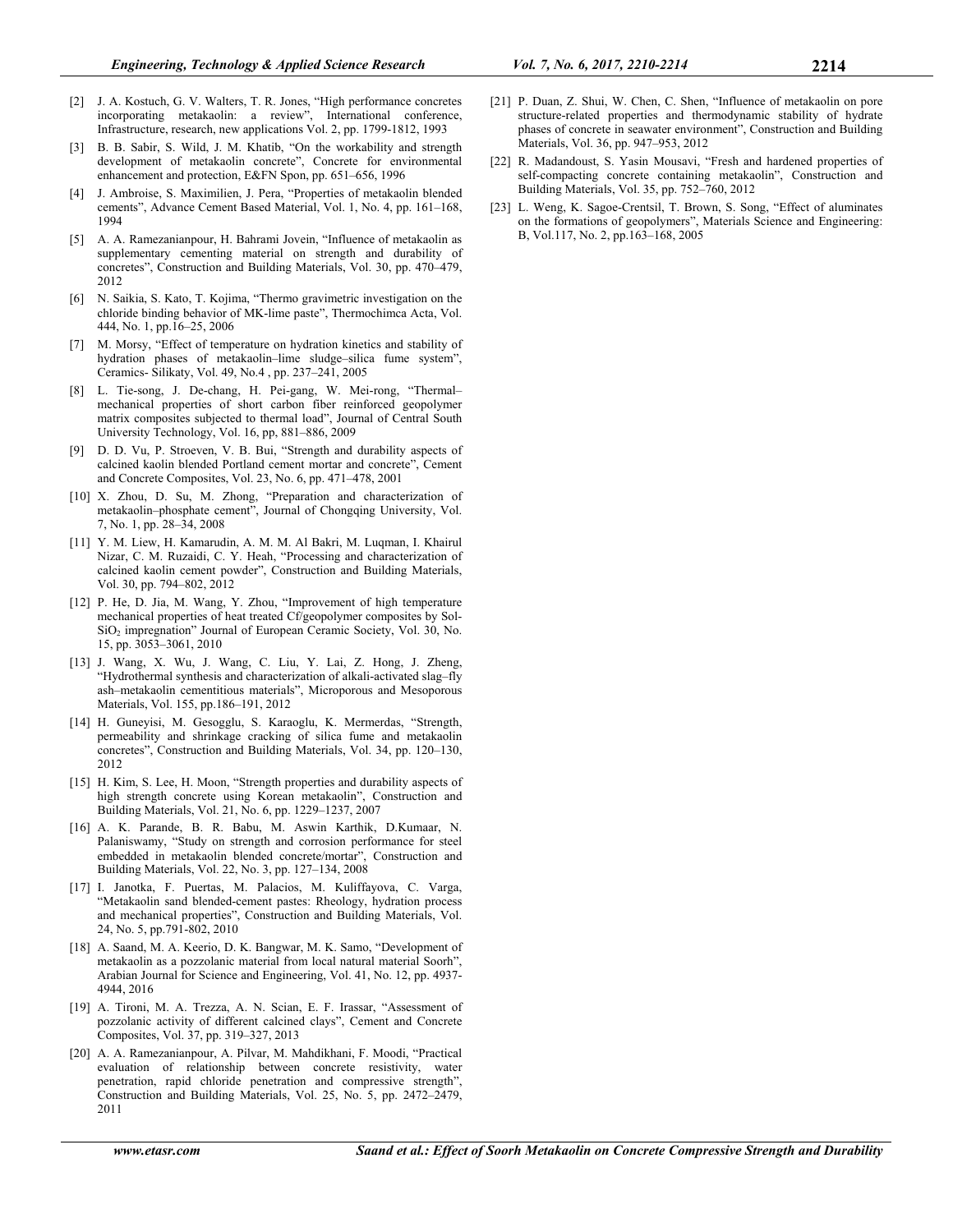[2] J. A. Kostuch, G. V. Walters, T. R. Jones, "High performance concretes incorporating metakaolin: a review", International conference, Infrastructure, research, new applications Vol. 2, pp. 1799-1812, 1993

[3] B. B. Sabir, S. Wild, J. M. Khatib, "On the workability and strength development of metakaolin concrete", Concrete for environmental enhancement and protection, E&FN Spon, pp. 651–656, 1996

[4] J. Ambroise, S. Maximilien, J. Pera, "Properties of metakaolin blended cements", Advance Cement Based Material, Vol. 1, No. 4, pp. 161–168, 1994

[5] A. A. Ramezanianpour, H. Bahrami Jovein, "Influence of metakaolin as supplementary cementing material on strength and durability of concretes", Construction and Building Materials, Vol. 30, pp. 470–479, 2012

[6] N. Saikia, S. Kato, T. Kojima, "Thermo gravimetric investigation on the chloride binding behavior of MK-lime paste", Thermochimca Acta, Vol. 444, No. 1, pp.16–25, 2006

[7] M. Morsy, "Effect of temperature on hydration kinetics and stability of hydration phases of metakaolin–lime sludge–silica fume system", Ceramics- Silikaty, Vol. 49, No.4 , pp. 237–241, 2005

[8] L. Tie-song, J. De-chang, H. Pei-gang, W. Mei-rong, "Thermal–mechanical properties of short carbon fiber reinforced geopolymer matrix composites subjected to thermal load", Journal of Central South University Technology, Vol. 16, pp, 881–886, 2009

[9] D. D. Vu, P. Stroeven, V. B. Bui, "Strength and durability aspects of calcined kaolin blended Portland cement mortar and concrete", Cement and Concrete Composites, Vol. 23, No. 6, pp. 471–478, 2001

[10] X. Zhou, D. Su, M. Zhong, "Preparation and characterization of metakaolin–phosphate cement", Journal of Chongqing University, Vol. 7, No. 1, pp. 28–34, 2008

[11] Y. M. Liew, H. Kamarudin, A. M. M. Al Bakri, M. Luqman, I. Khairul Nizar, C. M. Ruzaidi, C. Y. Heah, "Processing and characterization of calcined kaolin cement powder", Construction and Building Materials, Vol. 30, pp. 794–802, 2012

[12] P. He, D. Jia, M. Wang, Y. Zhou, "Improvement of high temperature mechanical properties of heat treated Cf/geopolymer composites by Sol-$SiO_2$ impregnation" Journal of European Ceramic Society, Vol. 30, No. 15, pp. 3053–3061, 2010

[13] J. Wang, X. Wu, J. Wang, C. Liu, Y. Lai, Z. Hong, J. Zheng, "Hydrothermal synthesis and characterization of alkali-activated slag–fly ash–metakaolin cementitious materials", Microporous and Mesoporous Materials, Vol. 155, pp.186–191, 2012

[14] H. Guneyisi, M. Gesogglu, S. Karaoglu, K. Mermerdas, "Strength, permeability and shrinkage cracking of silica fume and metakaolin concretes", Construction and Building Materials, Vol. 34, pp. 120–130, 2012

[15] H. Kim, S. Lee, H. Moon, "Strength properties and durability aspects of high strength concrete using Korean metakaolin", Construction and Building Materials, Vol. 21, No. 6, pp. 1229–1237, 2007

[16] A. K. Parande, B. R. Babu, M. Aswin Karthik, D.Kumaar, N. Palaniswamy, "Study on strength and corrosion performance for steel embedded in metakaolin blended concrete/mortar", Construction and Building Materials, Vol. 22, No. 3, pp. 127–134, 2008

[17] I. Janotka, F. Puertas, M. Palacios, M. Kuliffayova, C. Varga, "Metakaolin sand blended-cement pastes: Rheology, hydration process and mechanical properties", Construction and Building Materials, Vol. 24, No. 5, pp.791-802, 2010

[18] A. Saand, M. A. Keerio, D. K. Bangwar, M. K. Samo, "Development of metakaolin as a pozzolanic material from local natural material Soorh", Arabian Journal for Science and Engineering, Vol. 41, No. 12, pp. 4937-4944, 2016

[19] A. Tironi, M. A. Trezza, A. N. Scian, E. F. Irassar, "Assessment of pozzolanic activity of different calcined clays", Cement and Concrete Composites, Vol. 37, pp. 319–327, 2013

[20] A. A. Ramezanianpour, A. Pilvar, M. Mahdikhani, F. Moodi, "Practical evaluation of relationship between concrete resistivity, water penetration, rapid chloride penetration and compressive strength", Construction and Building Materials, Vol. 25, No. 5, pp. 2472–2479, 2011

[21] P. Duan, Z. Shui, W. Chen, C. Shen, "Influence of metakaolin on pore structure-related properties and thermodynamic stability of hydrate phases of concrete in seawater environment", Construction and Building Materials, Vol. 36, pp. 947–953, 2012

[22] R. Madandoust, S. Yasin Mousavi, "Fresh and hardened properties of self-compacting concrete containing metakaolin", Construction and Building Materials, Vol. 35, pp. 752–760, 2012

[23] L. Weng, K. Sagoe-Crentsil, T. Brown, S. Song, "Effect of aluminates on the formations of geopolymers", Materials Science and Engineering: B, Vol.117, No. 2, pp.163–168, 2005